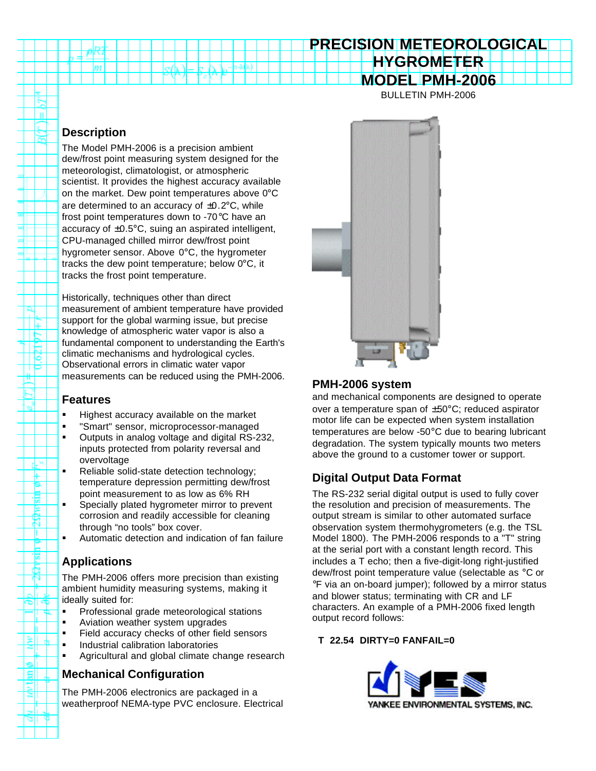# PRECISION METEOROLOGICAL HYGROMETER MODEL PMH-2006

BULLETIN PMH-2006

## Description

The Model PMH-2006 is a precision ambient dew/frost point measuring system designed for the meteorologist, climatologist, or atmospheric scientist. It provides the highest accuracy available on the market. Dew point temperatures above 0°C are determined to an accuracy of ±0.2°C, while frost point temperatures down to -70°C have an accuracy of ±0.5°C, suing an aspirated intelligent, CPU-managed chilled mirror dew/frost point hygrometer sensor. Above 0°C, the hygrometer tracks the dew point temperature; below 0°C, it tracks the frost point temperature.

Historically, techniques other than direct measurement of ambient temperature have provided support for the global warming issue, but precise knowledge of atmospheric water vapor is also a fundamental component to understanding the Earth's climatic mechanisms and hydrological cycles. Observational errors in climatic water vapor measurements can be reduced using the PMH-2006.

## Features

- Highest accuracy available on the market
- "Smart" sensor, microprocessor-managed
- Outputs in analog voltage and digital RS-232, inputs protected from polarity reversal and overvoltage
- Reliable solid-state detection technology; temperature depression permitting dew/frost point measurement to as low as 6% RH
- Specially plated hygrometer mirror to prevent corrosion and readily accessible for cleaning through "no tools" box cover.
- Automatic detection and indication of fan failure

## Applications

The PMH-2006 offers more precision than existing ambient humidity measuring systems, making it ideally suited for:

- Professional grade meteorological stations
- Aviation weather system upgrades
- Field accuracy checks of other field sensors
- Industrial calibration laboratories
- Agricultural and global climate change research

## Mechanical Configuration

The PMH-2006 electronics are packaged in a weatherproof NEMA-type PVC enclosure. Electrical and mechanical components are designed to operate over a temperature span of ±50°C; reduced aspirator motor life can be expected when system installation temperatures are below -50°C due to bearing lubricant degradation. The system typically mounts two meters above the ground to a customer tower or support.

PMH-2006 system

## Digital Output Data Format

The RS-232 serial digital output is used to fully cover the resolution and precision of measurements. The output stream is similar to other automated surface observation system thermohygrometers (e.g. the TSL Model 1800). The PMH-2006 responds to a "T" string at the serial port with a constant length record. This includes a T echo; then a five-digit-long right-justified dew/frost point temperature value (selectable as °C or °F via an on-board jumper); followed by a mirror status and blower status; terminating with CR and LF characters. An example of a PMH-2006 fixed length output record follows:

**T 22.54 DIRTY=0 FANFAIL=0**

YANKEE ENVIRONMENTAL SYSTEMS, INC.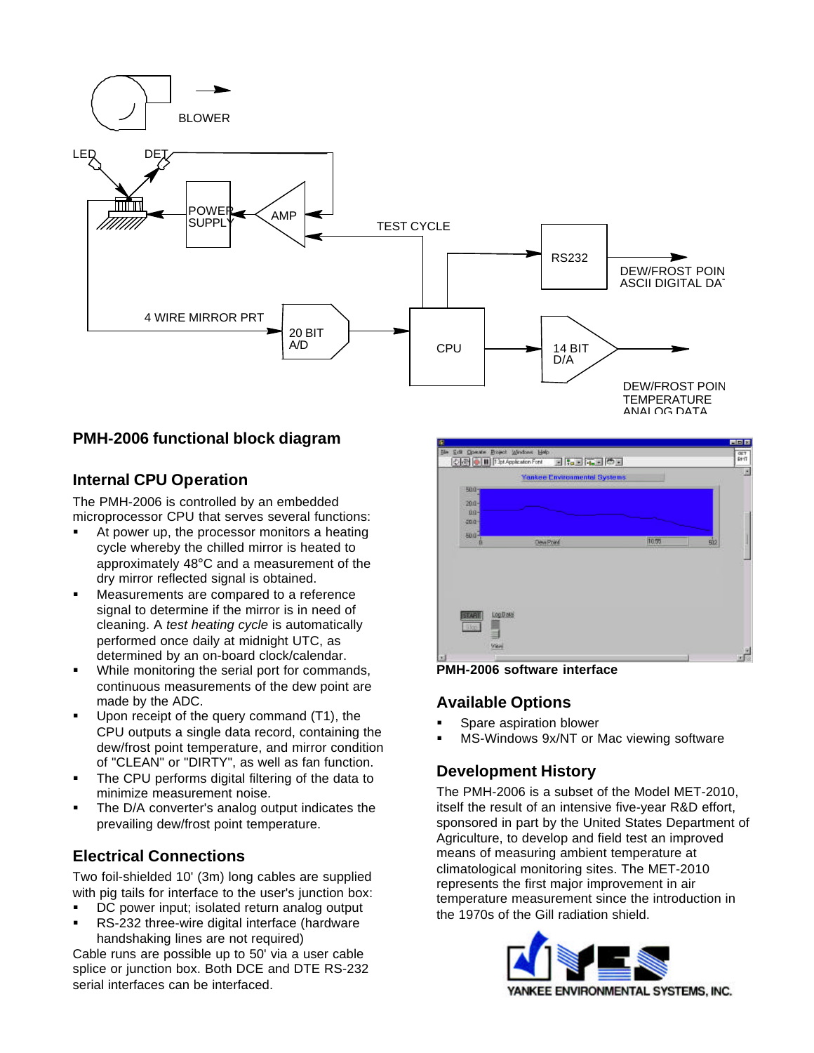BLOWER

LED DET

POWER SUPPLY

AMP

TEST CYCLE

RS232

DEW/FROST POIN ASCII DIGITAL DA

4 WIRE MIRROR PRT

20 BIT A/D

CPU

14 BIT D/A

DEW/FROST POIN TEMPERATURE ANALOG DATA

**PMH-2006 functional block diagram**

## Internal CPU Operation

The PMH-2006 is controlled by an embedded microprocessor CPU that serves several functions:

- At power up, the processor monitors a heating cycle whereby the chilled mirror is heated to approximately 48°C and a measurement of the dry mirror reflected signal is obtained.
- Measurements are compared to a reference signal to determine if the mirror is in need of cleaning. A *test heating cycle* is automatically performed once daily at midnight UTC, as determined by an on-board clock/calendar.
- While monitoring the serial port for commands, continuous measurements of the dew point are made by the ADC.
- Upon receipt of the query command (T1), the CPU outputs a single data record, containing the dew/frost point temperature, and mirror condition of "CLEAN" or "DIRTY", as well as fan function.
- The CPU performs digital filtering of the data to minimize measurement noise.
- The D/A converter's analog output indicates the prevailing dew/frost point temperature.

## Electrical Connections

Two foil-shielded 10' (3m) long cables are supplied with pig tails for interface to the user's junction box:

- DC power input; isolated return analog output
- RS-232 three-wire digital interface (hardware handshaking lines are not required)

Cable runs are possible up to 50' via a user cable splice or junction box. Both DCE and DTE RS-232 serial interfaces can be interfaced.

**PMH-2006 software interface**

## Available Options

- Spare aspiration blower
- MS-Windows 9x/NT or Mac viewing software

## Development History

The PMH-2006 is a subset of the Model MET-2010, itself the result of an intensive five-year R&D effort, sponsored in part by the United States Department of Agriculture, to develop and field test an improved means of measuring ambient temperature at climatological monitoring sites. The MET-2010 represents the first major improvement in air temperature measurement since the introduction in the 1970s of the Gill radiation shield.

YANKEE ENVIRONMENTAL SYSTEMS, INC.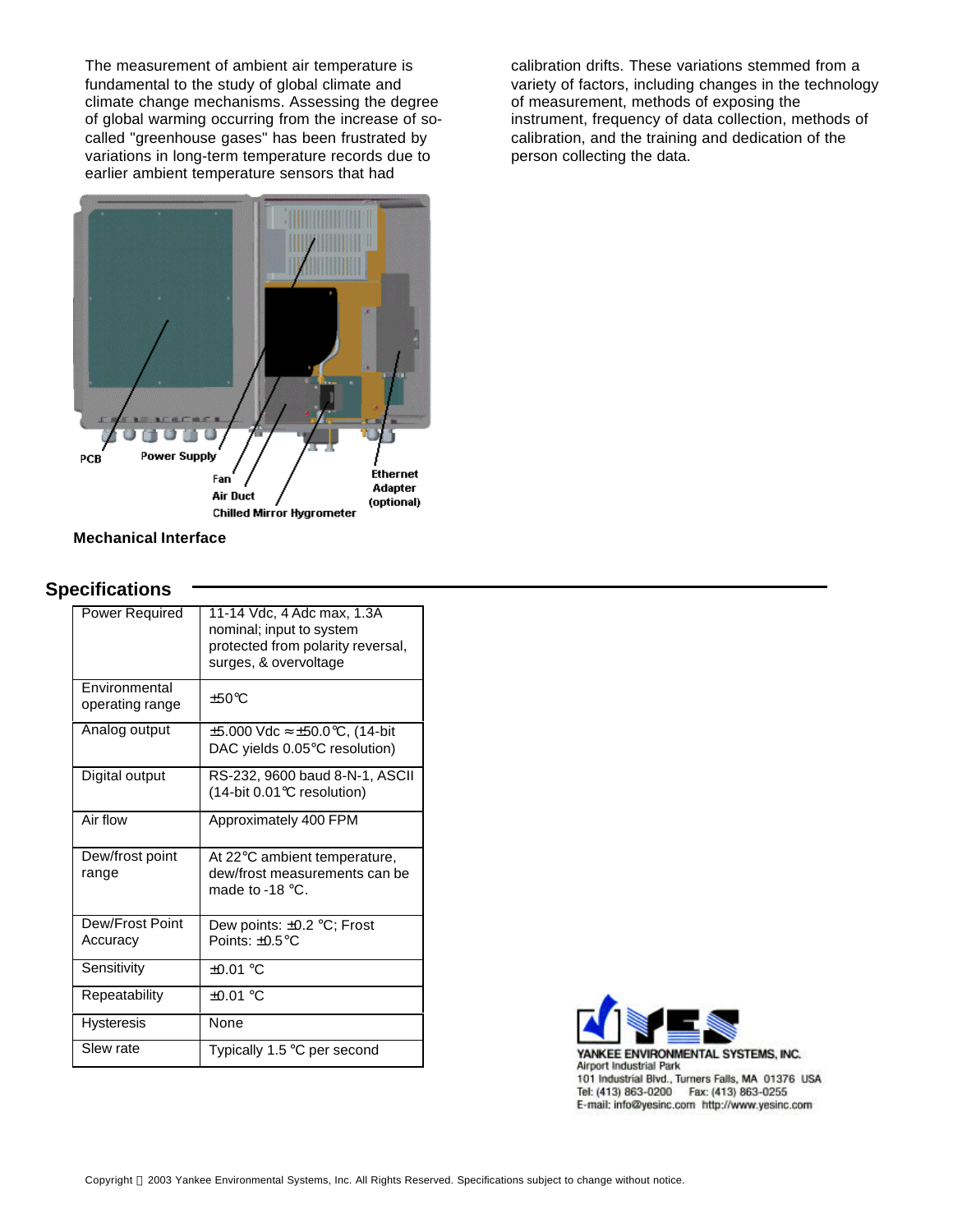The measurement of ambient air temperature is fundamental to the study of global climate and climate change mechanisms. Assessing the degree of global warming occurring from the increase of so-called "greenhouse gases" has been frustrated by variations in long-term temperature records due to earlier ambient temperature sensors that had calibration drifts. These variations stemmed from a variety of factors, including changes in the technology of measurement, methods of exposing the instrument, frequency of data collection, methods of calibration, and the training and dedication of the person collecting the data.

PCB
Power Supply
Fan
Air Duct
Chilled Mirror Hygrometer
Ethernet Adapter (optional)

**Mechanical Interface**

## Specifications

| | |
|---|---|
| Power Required | 11-14 Vdc, 4 Adc max, 1.3A nominal; input to system protected from polarity reversal, surges, & overvoltage |
| Environmental operating range | ±50°C |
| Analog output | ±5.000 Vdc ≈ ±50.0°C, (14-bit DAC yields 0.05°C resolution) |
| Digital output | RS-232, 9600 baud 8-N-1, ASCII (14-bit 0.01°C resolution) |
| Air flow | Approximately 400 FPM |
| Dew/frost point range | At 22°C ambient temperature, dew/frost measurements can be made to -18 °C. |
| Dew/Frost Point Accuracy | Dew points: ±0.2 °C; Frost Points: ±0.5°C |
| Sensitivity | ±0.01 °C |
| Repeatability | ±0.01 °C |
| Hysteresis | None |
| Slew rate | Typically 1.5 °C per second |

YANKEE ENVIRONMENTAL SYSTEMS, INC.
Airport Industrial Park
101 Industrial Blvd., Turners Falls, MA 01376 USA
Tel: (413) 863-0200 Fax: (413) 863-0255
E-mail: info@yesinc.com http://www.yesinc.com

Copyright © 2003 Yankee Environmental Systems, Inc. All Rights Reserved. Specifications subject to change without notice.